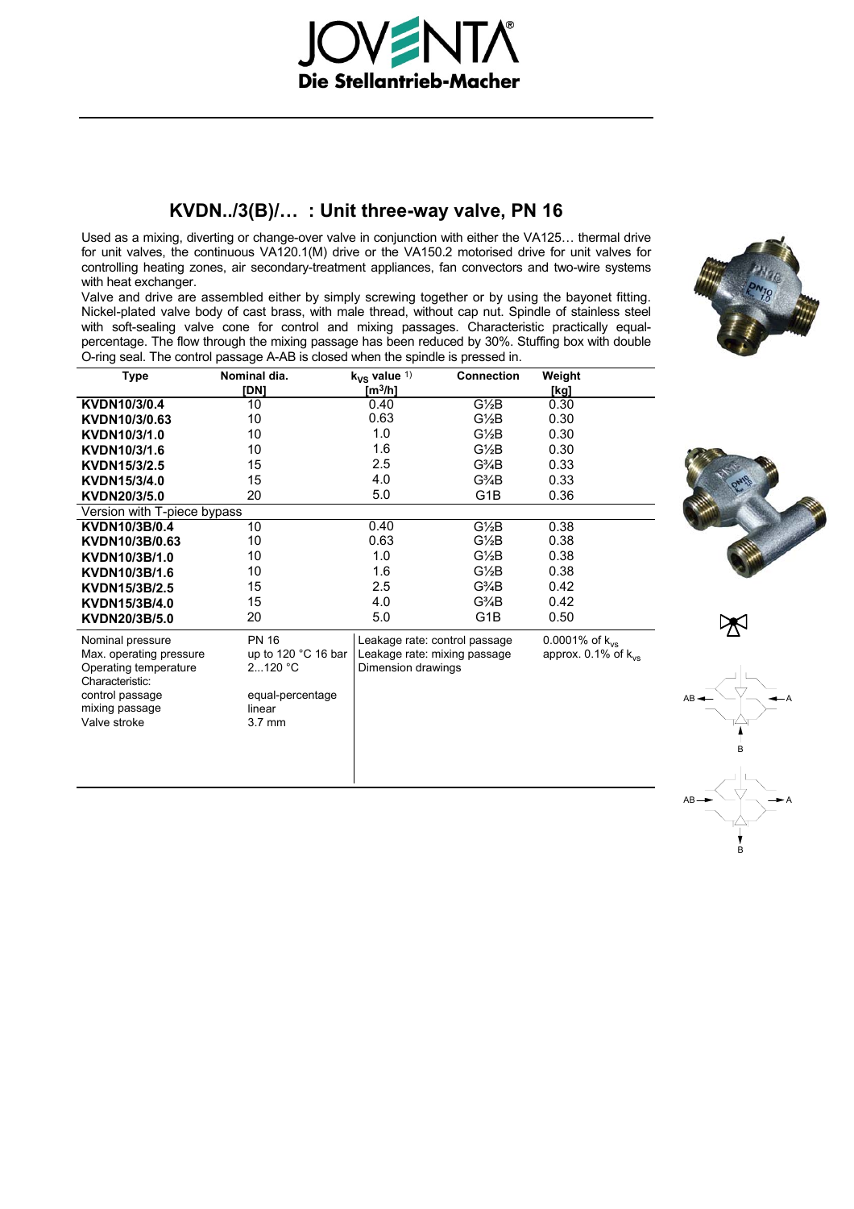JOVENTA®
Die Stellantrieb-Macher

# KVDN../3(B)/… : Unit three-way valve, PN 16

Used as a mixing, diverting or change-over valve in conjunction with either the VA125… thermal drive for unit valves, the continuous VA120.1(M) drive or the VA150.2 motorised drive for unit valves for controlling heating zones, air secondary-treatment appliances, fan convectors and two-wire systems with heat exchanger.

Valve and drive are assembled either by simply screwing together or by using the bayonet fitting. Nickel-plated valve body of cast brass, with male thread, without cap nut. Spindle of stainless steel with soft-sealing valve cone for control and mixing passages. Characteristic practically equal-percentage. The flow through the mixing passage has been reduced by 30%. Stuffing box with double O-ring seal. The control passage A-AB is closed when the spindle is pressed in.

| Type | Nominal dia. [DN] | $k_{VS}$ value [1) [m³/h] | Connection | Weight [kg] |
|---|---|---|---|---|
| **KVDN10/3/0.4** | 10 | 0.40 | G½B | 0.30 |
| **KVDN10/3/0.63** | 10 | 0.63 | G½B | 0.30 |
| **KVDN10/3/1.0** | 10 | 1.0 | G½B | 0.30 |
| **KVDN10/3/1.6** | 10 | 1.6 | G½B | 0.30 |
| **KVDN15/3/2.5** | 15 | 2.5 | G¾B | 0.33 |
| **KVDN15/3/4.0** | 15 | 4.0 | G¾B | 0.33 |
| **KVDN20/3/5.0** | 20 | 5.0 | G1B | 0.36 |
| Version with T-piece bypass | | | | |
| **KVDN10/3B/0.4** | 10 | 0.40 | G½B | 0.38 |
| **KVDN10/3B/0.63** | 10 | 0.63 | G½B | 0.38 |
| **KVDN10/3B/1.0** | 10 | 1.0 | G½B | 0.38 |
| **KVDN10/3B/1.6** | 10 | 1.6 | G½B | 0.38 |
| **KVDN15/3B/2.5** | 15 | 2.5 | G¾B | 0.42 |
| **KVDN15/3B/4.0** | 15 | 4.0 | G¾B | 0.42 |
| **KVDN20/3B/5.0** | 20 | 5.0 | G1B | 0.50 |

| | | | |
|---|---|---|---|
| Nominal pressure | PN 16 | Leakage rate: control passage | 0.0001% of $k_{vs}$ |
| Max. operating pressure | up to 120 °C 16 bar | Leakage rate: mixing passage | approx. 0.1% of $k_{vs}$ |
| Operating temperature | 2...120 °C | Dimension drawings | |
| Characteristic: | | | |
| control passage | equal-percentage | | |
| mixing passage | linear | | |
| Valve stroke | 3.7 mm | | |

AB A
B

AB A
B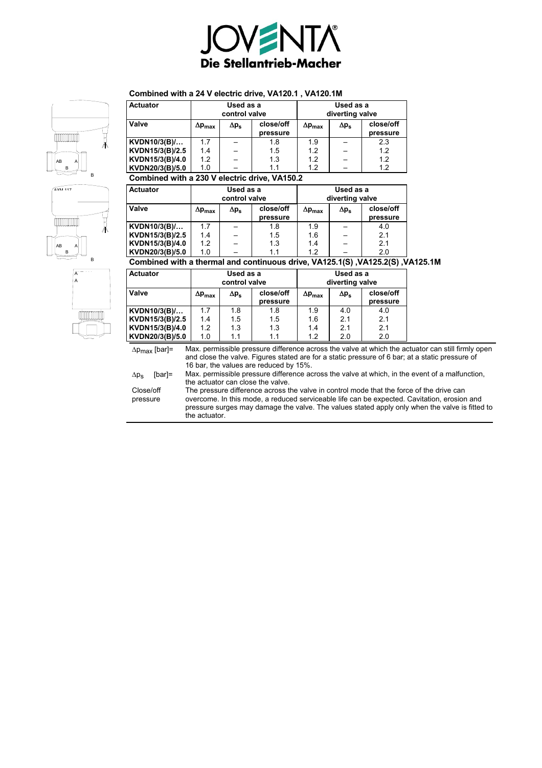**Combined with a 24 V electric drive, VA120.1 , VA120.1M**

| Actuator | Used as a control valve | | | Used as a diverting valve | | |
|---|---|---|---|---|---|---|
| Valve | $\Delta p_{max}$ | $\Delta p_s$ | close/off pressure | $\Delta p_{max}$ | $\Delta p_s$ | close/off pressure |
| KVDN10/3(B)/… | 1.7 | – | 1.8 | 1.9 | – | 2.3 |
| KVDN15/3(B)/2.5 | 1.4 | – | 1.5 | 1.2 | – | 1.2 |
| KVDN15/3(B)/4.0 | 1.2 | – | 1.3 | 1.2 | – | 1.2 |
| KVDN20/3(B)/5.0 | 1.0 | – | 1.1 | 1.2 | – | 1.2 |

**Combined with a 230 V electric drive, VA150.2**

| Actuator | Used as a control valve | | | Used as a diverting valve | | |
|---|---|---|---|---|---|---|
| Valve | $\Delta p_{max}$ | $\Delta p_s$ | close/off pressure | $\Delta p_{max}$ | $\Delta p_s$ | close/off pressure |
| KVDN10/3(B)/… | 1.7 | – | 1.8 | 1.9 | – | 4.0 |
| KVDN15/3(B)/2.5 | 1.4 | – | 1.5 | 1.6 | – | 2.1 |
| KVDN15/3(B)/4.0 | 1.2 | – | 1.3 | 1.4 | – | 2.1 |
| KVDN20/3(B)/5.0 | 1.0 | – | 1.1 | 1.2 | – | 2.0 |

**Combined with a thermal and continuous drive, VA125.1(S) ,VA125.2(S) ,VA125.1M**

| Actuator | Used as a control valve | | | Used as a diverting valve | | |
|---|---|---|---|---|---|---|
| Valve | $\Delta p_{max}$ | $\Delta p_s$ | close/off pressure | $\Delta p_{max}$ | $\Delta p_s$ | close/off pressure |
| KVDN10/3(B)/… | 1.7 | 1.8 | 1.8 | 1.9 | 4.0 | 4.0 |
| KVDN15/3(B)/2.5 | 1.4 | 1.5 | 1.5 | 1.6 | 2.1 | 2.1 |
| KVDN15/3(B)/4.0 | 1.2 | 1.3 | 1.3 | 1.4 | 2.1 | 2.1 |
| KVDN20/3(B)/5.0 | 1.0 | 1.1 | 1.1 | 1.2 | 2.0 | 2.0 |

$\Delta p_{max}$ [bar]= Max. permissible pressure difference across the valve at which the actuator can still firmly open and close the valve. Figures stated are for a static pressure of 6 bar; at a static pressure of 16 bar, the values are reduced by 15%.

$\Delta p_s$ [bar]= Max. permissible pressure difference across the valve at which, in the event of a malfunction, the actuator can close the valve.

Close/off pressure: The pressure difference across the valve in control mode that the force of the drive can overcome. In this mode, a reduced serviceable life can be expected. Cavitation, erosion and pressure surges may damage the valve. The values stated apply only when the valve is fitted to the actuator.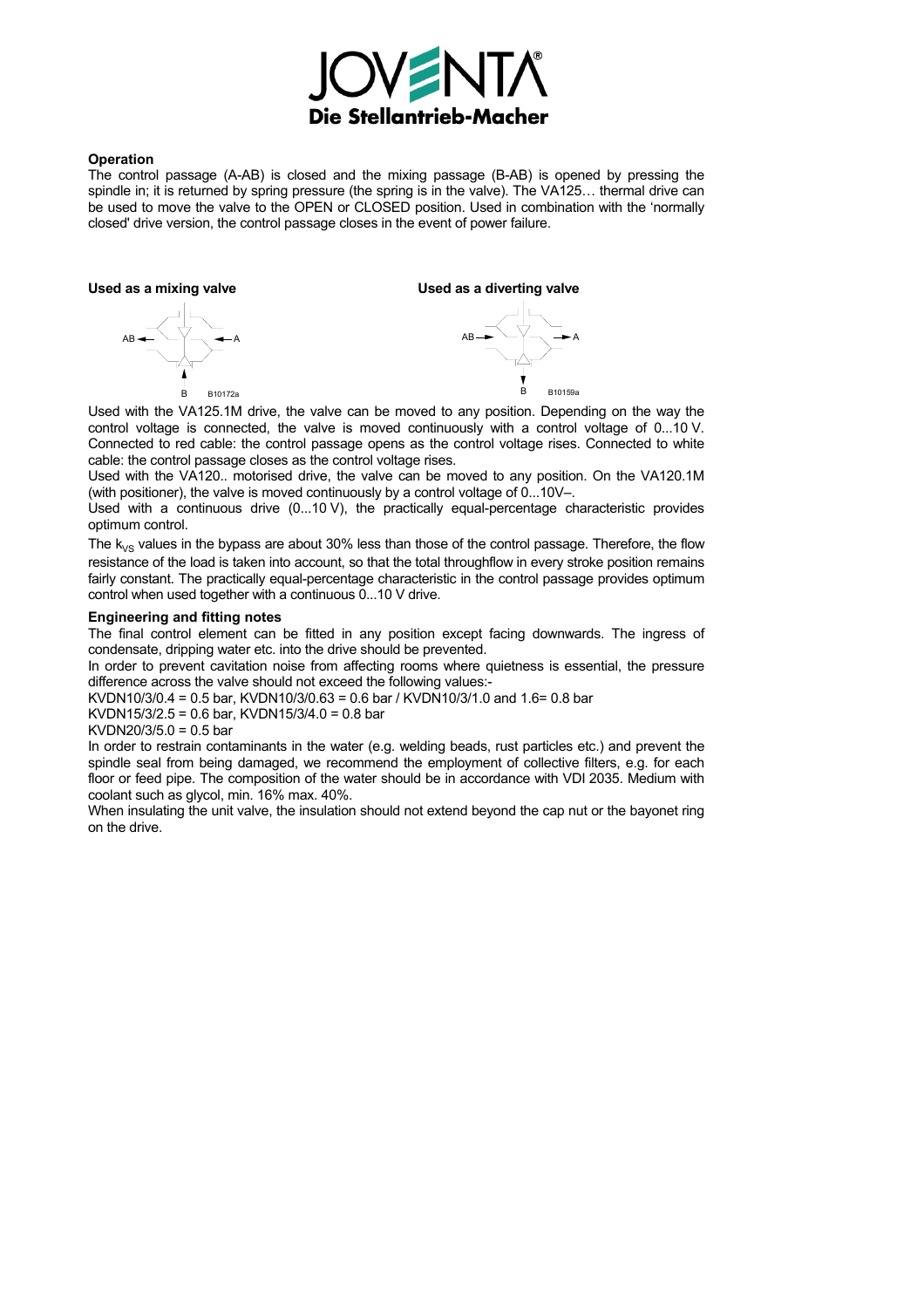### Operation

The control passage (A-AB) is closed and the mixing passage (B-AB) is opened by pressing the spindle in; it is returned by spring pressure (the spring is in the valve). The VA125… thermal drive can be used to move the valve to the OPEN or CLOSED position. Used in combination with the 'normally closed' drive version, the control passage closes in the event of power failure.

**Used as a mixing valve**

AB
A
B
B10172a

**Used as a diverting valve**

AB
A
B
B10159a

Used with the VA125.1M drive, the valve can be moved to any position. Depending on the way the control voltage is connected, the valve is moved continuously with a control voltage of 0...10 V. Connected to red cable: the control passage opens as the control voltage rises. Connected to white cable: the control passage closes as the control voltage rises.

Used with the VA120.. motorised drive, the valve can be moved to any position. On the VA120.1M (with positioner), the valve is moved continuously by a control voltage of 0...10V–.

Used with a continuous drive (0...10 V), the practically equal-percentage characteristic provides optimum control.

The $k_{VS}$ values in the bypass are about 30% less than those of the control passage. Therefore, the flow resistance of the load is taken into account, so that the total throughflow in every stroke position remains fairly constant. The practically equal-percentage characteristic in the control passage provides optimum control when used together with a continuous 0...10 V drive.

### Engineering and fitting notes

The final control element can be fitted in any position except facing downwards. The ingress of condensate, dripping water etc. into the drive should be prevented.

In order to prevent cavitation noise from affecting rooms where quietness is essential, the pressure difference across the valve should not exceed the following values:-

KVDN10/3/0.4 = 0.5 bar, KVDN10/3/0.63 = 0.6 bar / KVDN10/3/1.0 and 1.6= 0.8 bar
KVDN15/3/2.5 = 0.6 bar, KVDN15/3/4.0 = 0.8 bar
KVDN20/3/5.0 = 0.5 bar

In order to restrain contaminants in the water (e.g. welding beads, rust particles etc.) and prevent the spindle seal from being damaged, we recommend the employment of collective filters, e.g. for each floor or feed pipe. The composition of the water should be in accordance with VDI 2035. Medium with coolant such as glycol, min. 16% max. 40%.

When insulating the unit valve, the insulation should not extend beyond the cap nut or the bayonet ring on the drive.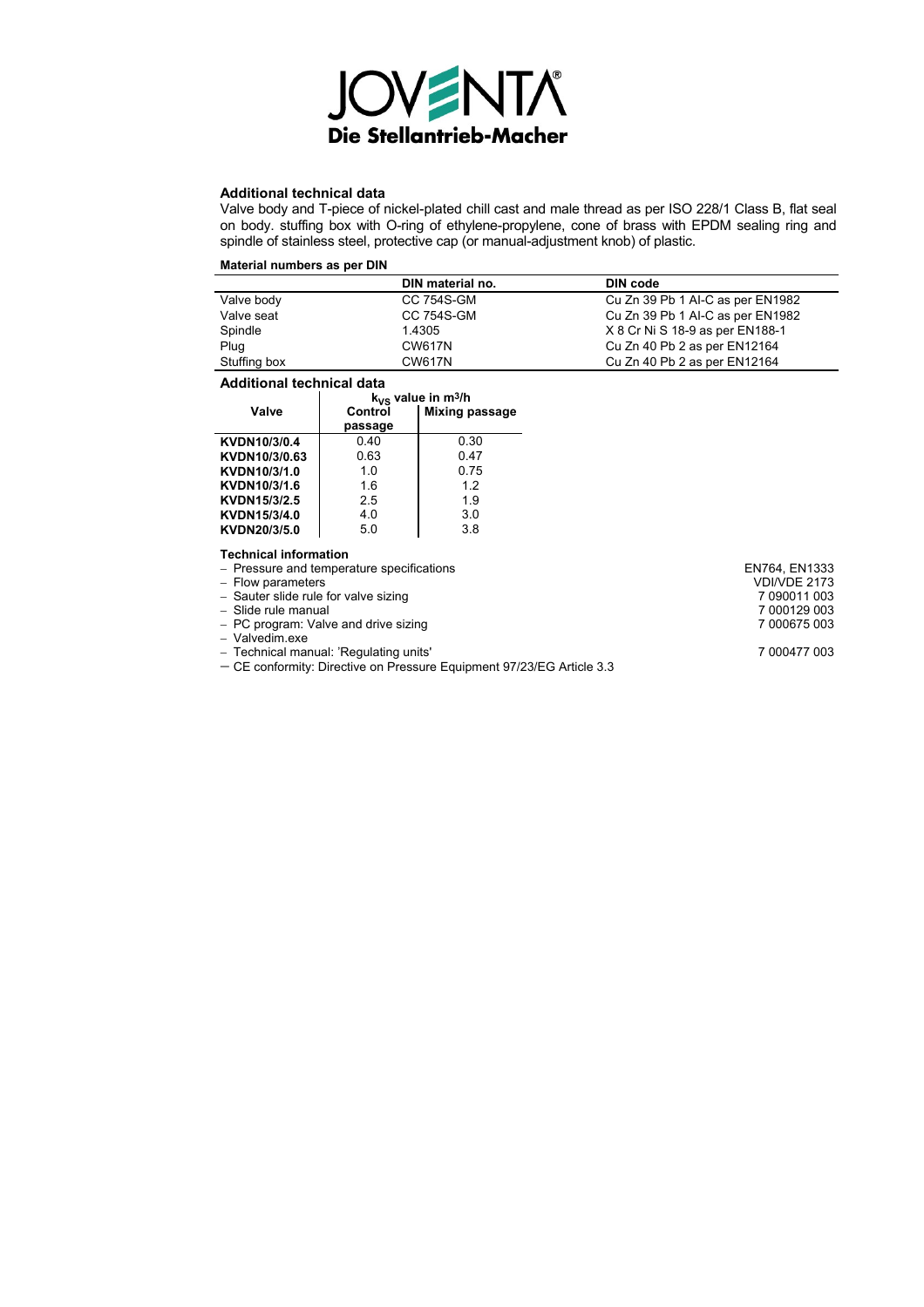## Additional technical data

Valve body and T-piece of nickel-plated chill cast and male thread as per ISO 228/1 Class B, flat seal on body. stuffing box with O-ring of ethylene-propylene, cone of brass with EPDM sealing ring and spindle of stainless steel, protective cap (or manual-adjustment knob) of plastic.

**Material numbers as per DIN**

| | DIN material no. | DIN code |
|---|---|---|
| Valve body | CC 754S-GM | Cu Zn 39 Pb 1 Al-C as per EN1982 |
| Valve seat | CC 754S-GM | Cu Zn 39 Pb 1 Al-C as per EN1982 |
| Spindle | 1.4305 | X 8 Cr Ni S 18-9 as per EN188-1 |
| Plug | CW617N | Cu Zn 40 Pb 2 as per EN12164 |
| Stuffing box | CW617N | Cu Zn 40 Pb 2 as per EN12164 |

## Additional technical data

| Valve | $k_{VS}$ value in $m^3/h$ | |
|---|---|---|
| | Control passage | Mixing passage |
| **KVDN10/3/0.4** | 0.40 | 0.30 |
| **KVDN10/3/0.63** | 0.63 | 0.47 |
| **KVDN10/3/1.0** | 1.0 | 0.75 |
| **KVDN10/3/1.6** | 1.6 | 1.2 |
| **KVDN15/3/2.5** | 2.5 | 1.9 |
| **KVDN15/3/4.0** | 4.0 | 3.0 |
| **KVDN20/3/5.0** | 5.0 | 3.8 |

**Technical information**

- Pressure and temperature specifications — EN764, EN1333
- Flow parameters — VDI/VDE 2173
- Sauter slide rule for valve sizing — 7 090011 003
- Slide rule manual — 7 000129 003
- PC program: Valve and drive sizing — 7 000675 003
- Valvedim.exe
- Technical manual: 'Regulating units' — 7 000477 003
- CE conformity: Directive on Pressure Equipment 97/23/EG Article 3.3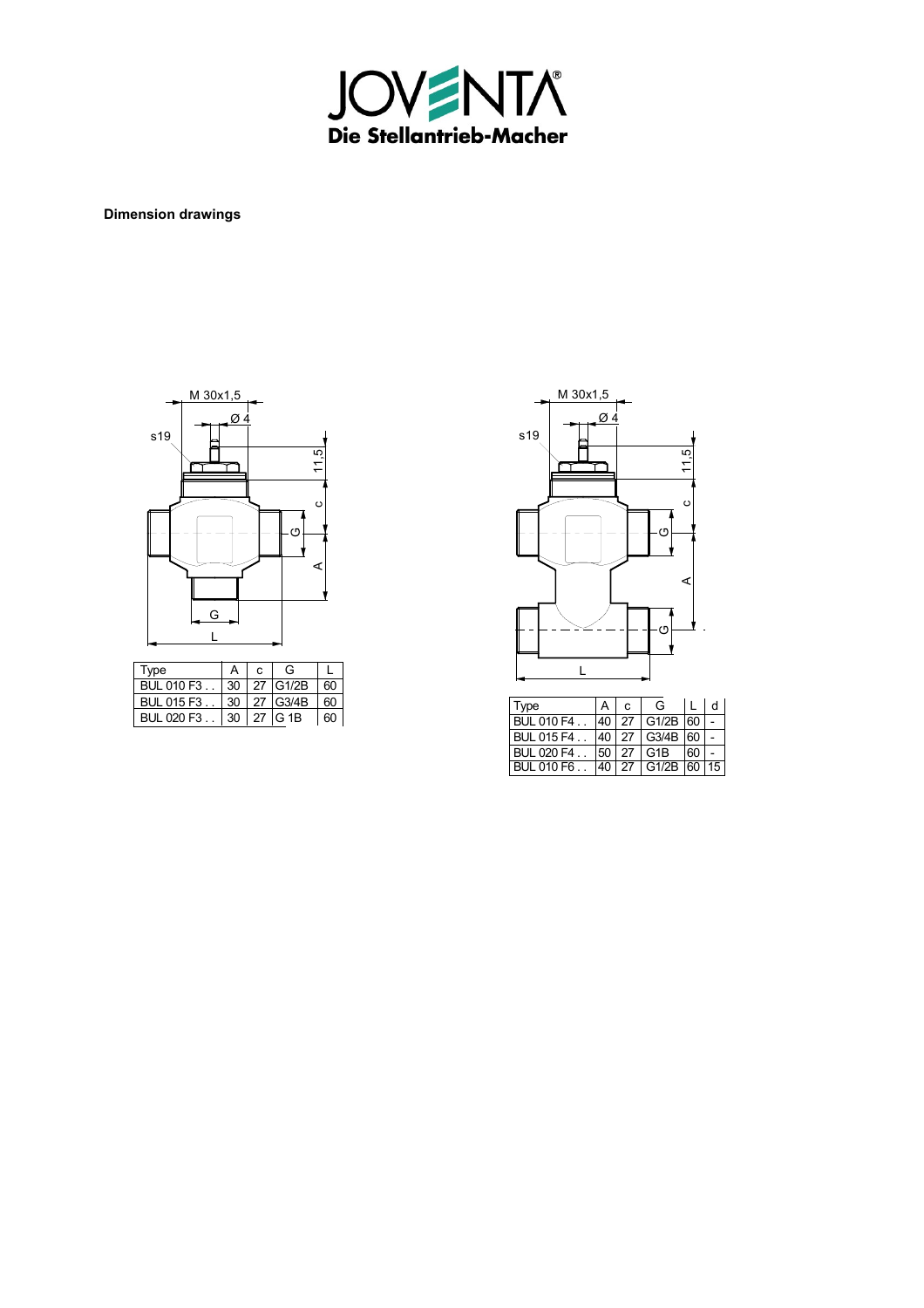**Dimension drawings**

M 30x1,5

Ø 4

s19

11,5

c

G

A

G

L

| Type | A | c | G | L |
|---|---|---|---|---|
| BUL 010 F3 . . | 30 | 27 | G1/2B | 60 |
| BUL 015 F3 . . | 30 | 27 | G3/4B | 60 |
| BUL 020 F3 . . | 30 | 27 | G 1B | 60 |

M 30x1,5

Ø 4

s19

11,5

c

G

A

G

L

| Type | A | c | G | L | d |
|---|---|---|---|---|---|
| BUL 010 F4 . . | 40 | 27 | G1/2B | 60 | - |
| BUL 015 F4 . . | 40 | 27 | G3/4B | 60 | - |
| BUL 020 F4 . . | 50 | 27 | G1B | 60 | - |
| BUL 010 F6 . . | 40 | 27 | G1/2B | 60 | 15 |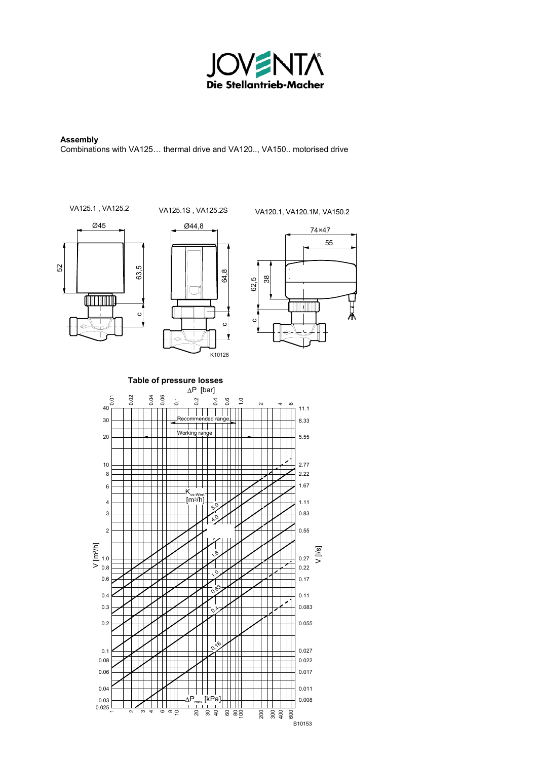**Assembly**

Combinations with VA125… thermal drive and VA120.., VA150.. motorised drive

VA125.1 , VA125.2

Ø45

52

63,5

c

VA125.1S , VA125.2S

Ø44,8

64,8

c

VA120.1, VA120.1M, VA150.2

74×47

55

62,5

38

c

K10128

**Table of pressure losses**

ΔP [bar]

0.01 0.02 0.04 0.06 0.1 0.2 0.4 0.6 1.0 2 4 6

Recommended range

Working range

$K_{vs\text{-}Wert}$ [m³/h]

5.0 4.0 1.6 1.0 0.63 0.4 0.16

V [m³/h]

40 30 20 10 8 6 4 3 2 1.0 0.8 0.6 0.4 0.3 0.2 0.1 0.08 0.06 0.04 0.03 0.025

V [l/s]

11.1 8.33 5.55 2.77 2.22 1.67 1.11 0.83 0.55 0.27 0.22 0.17 0.11 0.083 0.055 0.027 0.022 0.017 0.011 0.008

$\Delta P_{max}$ [kPa]

1 2 3 4 6 8 10 20 30 40 60 80 100 200 300 400 600

B10153